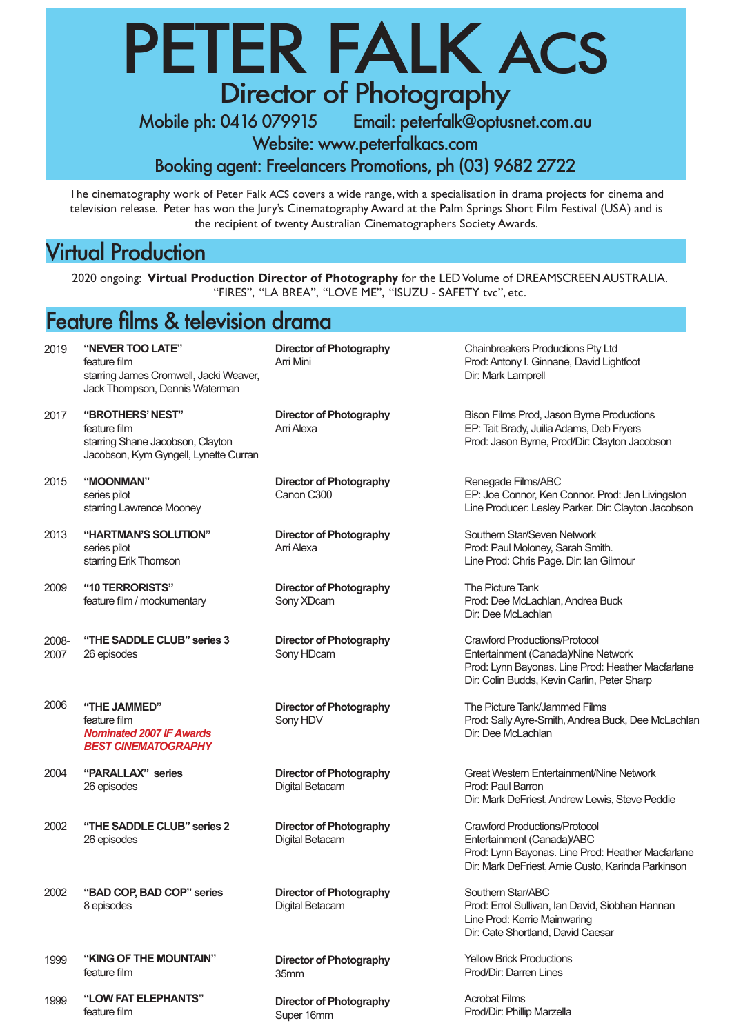# PETER FALK ACS

## Director of Photography

Mobile ph: 0416 079915 Email: peterfalk@optusnet.com.au

Website: www.peterfalkacs.com

Booking agent: Freelancers Promotions, ph (03) 9682 2722

The cinematography work of Peter Falk ACS covers a wide range, with a specialisation in drama projects for cinema and television release. Peter has won the Jury's Cinematography Award at the Palm Springs Short Film Festival (USA) and is the recipient of twenty Australian Cinematographers Society Awards.

## Virtual Production

2020 ongoing: **Virtual Production Director of Photography** for the LED Volume of DREAMSCREEN AUSTRALIA. "FIRES", "LA BREA", "LOVE ME", "ISUZU - SAFETY tvc", etc.

## Feature films & television drama

| Year | Title | Role | Production |
|---|---|---|---|
| 2019 | **"NEVER TOO LATE"**<br>feature film<br>starring James Cromwell, Jacki Weaver, Jack Thompson, Dennis Waterman | **Director of Photography**<br>Arri Mini | Chainbreakers Productions Pty Ltd<br>Prod: Antony I. Ginnane, David Lightfoot<br>Dir: Mark Lamprell |
| 2017 | **"BROTHERS' NEST"**<br>feature film<br>starring Shane Jacobson, Clayton Jacobson, Kym Gyngell, Lynette Curran | **Director of Photography**<br>Arri Alexa | Bison Films Prod, Jason Byrne Productions<br>EP: Tait Brady, Juilia Adams, Deb Fryers<br>Prod: Jason Byrne, Prod/Dir: Clayton Jacobson |
| 2015 | **"MOONMAN"**<br>series pilot<br>starring Lawrence Mooney | **Director of Photography**<br>Canon C300 | Renegade Films/ABC<br>EP: Joe Connor, Ken Connor. Prod: Jen Livingston<br>Line Producer: Lesley Parker. Dir: Clayton Jacobson |
| 2013 | **"HARTMAN'S SOLUTION"**<br>series pilot<br>starring Erik Thomson | **Director of Photography**<br>Arri Alexa | Southern Star/Seven Network<br>Prod: Paul Moloney, Sarah Smith.<br>Line Prod: Chris Page. Dir: Ian Gilmour |
| 2009 | **"10 TERRORISTS"**<br>feature film / mockumentary | **Director of Photography**<br>Sony XDcam | The Picture Tank<br>Prod: Dee McLachlan, Andrea Buck<br>Dir: Dee McLachlan |
| 2008-2007 | **"THE SADDLE CLUB" series 3**<br>26 episodes | **Director of Photography**<br>Sony HDcam | Crawford Productions/Protocol Entertainment (Canada)/Nine Network<br>Prod: Lynn Bayonas. Line Prod: Heather Macfarlane<br>Dir: Colin Budds, Kevin Carlin, Peter Sharp |
| 2006 | **"THE JAMMED"**<br>feature film<br>***Nominated 2007 IF Awards BEST CINEMATOGRAPHY*** | **Director of Photography**<br>Sony HDV | The Picture Tank/Jammed Films<br>Prod: Sally Ayre-Smith, Andrea Buck, Dee McLachlan<br>Dir: Dee McLachlan |
| 2004 | **"PARALLAX" series**<br>26 episodes | **Director of Photography**<br>Digital Betacam | Great Western Entertainment/Nine Network<br>Prod: Paul Barron<br>Dir: Mark DeFriest, Andrew Lewis, Steve Peddie |
| 2002 | **"THE SADDLE CLUB" series 2**<br>26 episodes | **Director of Photography**<br>Digital Betacam | Crawford Productions/Protocol Entertainment (Canada)/ABC<br>Prod: Lynn Bayonas. Line Prod: Heather Macfarlane<br>Dir: Mark DeFriest, Arnie Custo, Karinda Parkinson |
| 2002 | **"BAD COP, BAD COP" series**<br>8 episodes | **Director of Photography**<br>Digital Betacam | Southern Star/ABC<br>Prod: Errol Sullivan, Ian David, Siobhan Hannan<br>Line Prod: Kerrie Mainwaring<br>Dir: Cate Shortland, David Caesar |
| 1999 | **"KING OF THE MOUNTAIN"**<br>feature film | **Director of Photography**<br>35mm | Yellow Brick Productions<br>Prod/Dir: Darren Lines |
| 1999 | **"LOW FAT ELEPHANTS"**<br>feature film | **Director of Photography**<br>Super 16mm | Acrobat Films<br>Prod/Dir: Phillip Marzella |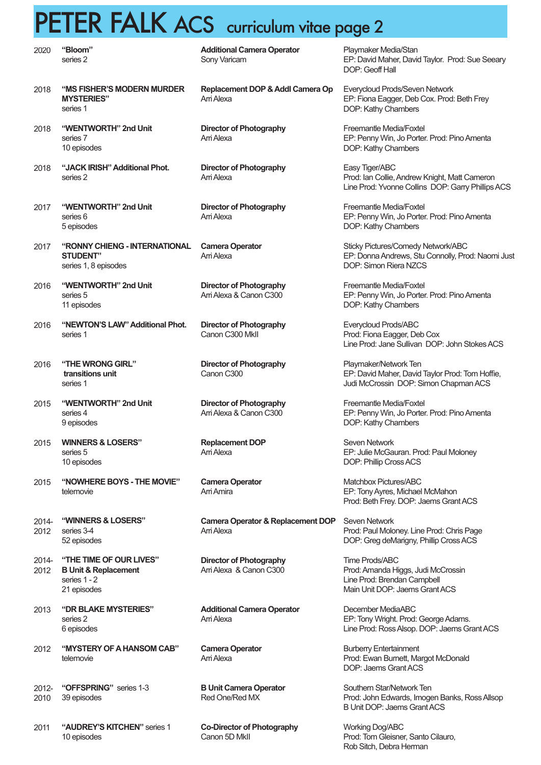# PETER FALK ACS curriculum vitae page 2

| Year | Production | Role / Camera | Company / Credits |
|---|---|---|---|
| 2020 | **"Bloom"**<br>series 2 | **Additional Camera Operator**<br>Sony Varicam | Playmaker Media/Stan<br>EP: David Maher, David Taylor. Prod: Sue Seeary<br>DOP: Geoff Hall |
| 2018 | **"MS FISHER'S MODERN MURDER MYSTERIES"**<br>series 1 | **Replacement DOP & Addl Camera Op**<br>Arri Alexa | Everycloud Prods/Seven Network<br>EP: Fiona Eagger, Deb Cox. Prod: Beth Frey<br>DOP: Kathy Chambers |
| 2018 | **"WENTWORTH" 2nd Unit**<br>series 7<br>10 episodes | **Director of Photography**<br>Arri Alexa | Freemantle Media/Foxtel<br>EP: Penny Win, Jo Porter. Prod: Pino Amenta<br>DOP: Kathy Chambers |
| 2018 | **"JACK IRISH" Additional Phot.**<br>series 2 | **Director of Photography**<br>Arri Alexa | Easy Tiger/ABC<br>Prod: Ian Collie, Andrew Knight, Matt Cameron<br>Line Prod: Yvonne Collins DOP: Garry Phillips ACS |
| 2017 | **"WENTWORTH" 2nd Unit**<br>series 6<br>5 episodes | **Director of Photography**<br>Arri Alexa | Freemantle Media/Foxtel<br>EP: Penny Win, Jo Porter. Prod: Pino Amenta<br>DOP: Kathy Chambers |
| 2017 | **"RONNY CHIENG - INTERNATIONAL STUDENT"**<br>series 1, 8 episodes | **Camera Operator**<br>Arri Alexa | Sticky Pictures/Comedy Network/ABC<br>EP: Donna Andrews, Stu Connolly, Prod: Naomi Just<br>DOP: Simon Riera NZCS |
| 2016 | **"WENTWORTH" 2nd Unit**<br>series 5<br>11 episodes | **Director of Photography**<br>Arri Alexa & Canon C300 | Freemantle Media/Foxtel<br>EP: Penny Win, Jo Porter. Prod: Pino Amenta<br>DOP: Kathy Chambers |
| 2016 | **"NEWTON'S LAW" Additional Phot.**<br>series 1 | **Director of Photography**<br>Canon C300 MkII | Everycloud Prods/ABC<br>Prod: Fiona Eagger, Deb Cox<br>Line Prod: Jane Sullivan DOP: John Stokes ACS |
| 2016 | **"THE WRONG GIRL" transitions unit**<br>series 1 | **Director of Photography**<br>Canon C300 | Playmaker/Network Ten<br>EP: David Maher, David Taylor Prod: Tom Hoffie, Judi McCrossin DOP: Simon Chapman ACS |
| 2015 | **"WENTWORTH" 2nd Unit**<br>series 4<br>9 episodes | **Director of Photography**<br>Arri Alexa & Canon C300 | Freemantle Media/Foxtel<br>EP: Penny Win, Jo Porter. Prod: Pino Amenta<br>DOP: Kathy Chambers |
| 2015 | **WINNERS & LOSERS"**<br>series 5<br>10 episodes | **Replacement DOP**<br>Arri Alexa | Seven Network<br>EP: Julie McGauran. Prod: Paul Moloney<br>DOP: Phillip Cross ACS |
| 2015 | **"NOWHERE BOYS - THE MOVIE"**<br>telemovie | **Camera Operator**<br>Arri Amira | Matchbox Pictures/ABC<br>EP: Tony Ayres, Michael McMahon<br>Prod: Beth Frey. DOP: Jaems Grant ACS |
| 2014-2012 | **"WINNERS & LOSERS"**<br>series 3-4<br>52 episodes | **Camera Operator & Replacement DOP**<br>Arri Alexa | Seven Network<br>Prod: Paul Moloney. Line Prod: Chris Page<br>DOP: Greg deMarigny, Phillip Cross ACS |
| 2014-2012 | **"THE TIME OF OUR LIVES" B Unit & Replacement**<br>series 1 - 2<br>21 episodes | **Director of Photography**<br>Arri Alexa & Canon C300 | Time Prods/ABC<br>Prod: Amanda Higgs, Judi McCrossin<br>Line Prod: Brendan Campbell<br>Main Unit DOP: Jaems Grant ACS |
| 2013 | **"DR BLAKE MYSTERIES"**<br>series 2<br>6 episodes | **Additional Camera Operator**<br>Arri Alexa | December MediaABC<br>EP: Tony Wright. Prod: George Adams.<br>Line Prod: Ross Alsop. DOP: Jaems Grant ACS |
| 2012 | **"MYSTERY OF A HANSOM CAB"**<br>telemovie | **Camera Operator**<br>Arri Alexa | Burberry Entertainment<br>Prod: Ewan Burnett, Margot McDonald<br>DOP: Jaems Grant ACS |
| 2012-2010 | **"OFFSPRING"** series 1-3<br>39 episodes | **B Unit Camera Operator**<br>Red One/Red MX | Southern Star/Network Ten<br>Prod: John Edwards, Imogen Banks, Ross Allsop<br>B Unit DOP: Jaems Grant ACS |
| 2011 | **"AUDREY'S KITCHEN"** series 1<br>10 episodes | **Co-Director of Photography**<br>Canon 5D MkII | Working Dog/ABC<br>Prod: Tom Gleisner, Santo Cilauro,<br>Rob Sitch, Debra Herman |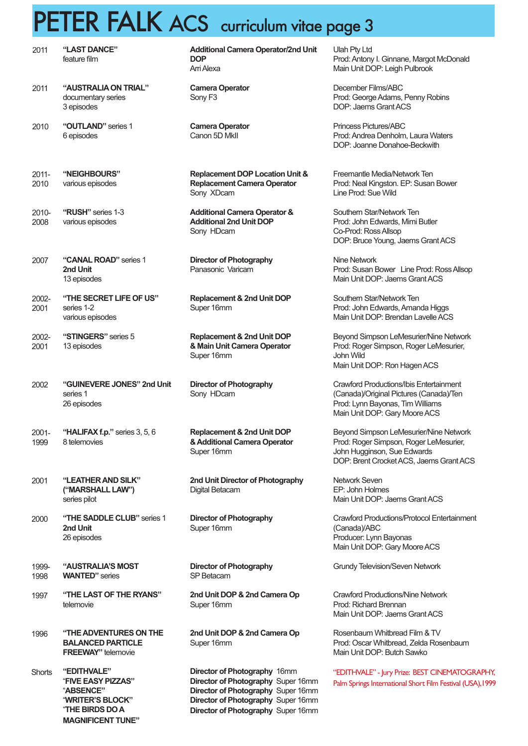# PETER FALK ACS curriculum vitae page 3

| Year | Production | Role | Company / Credits |
|---|---|---|---|
| 2011 | **"LAST DANCE"** feature film | **Additional Camera Operator/2nd Unit DOP** Arri Alexa | Ulah Pty Ltd<br>Prod: Antony I. Ginnane, Margot McDonald<br>Main Unit DOP: Leigh Pulbrook |
| 2011 | **"AUSTRALIA ON TRIAL"** documentary series 3 episodes | **Camera Operator** Sony F3 | December Films/ABC<br>Prod: George Adams, Penny Robins<br>DOP: Jaems Grant ACS |
| 2010 | **"OUTLAND"** series 1 6 episodes | **Camera Operator** Canon 5D MkII | Princess Pictures/ABC<br>Prod: Andrea Denholm, Laura Waters<br>DOP: Joanne Donahoe-Beckwith |
| 2011-2010 | **"NEIGHBOURS"** various episodes | **Replacement DOP Location Unit & Replacement Camera Operator** Sony XDcam | Freemantle Media/Network Ten<br>Prod: Neal Kingston. EP: Susan Bower<br>Line Prod: Sue Wild |
| 2010-2008 | **"RUSH"** series 1-3 various episodes | **Additional Camera Operator & Additional 2nd Unit DOP** Sony HDcam | Southern Star/Network Ten<br>Prod: John Edwards, Mimi Butler<br>Co-Prod: Ross Allsop<br>DOP: Bruce Young, Jaems Grant ACS |
| 2007 | **"CANAL ROAD"** series 1 **2nd Unit** 13 episodes | **Director of Photography** Panasonic Varicam | Nine Network<br>Prod: Susan Bower Line Prod: Ross Allsop<br>Main Unit DOP: Jaems Grant ACS |
| 2002-2001 | **"THE SECRET LIFE OF US"** series 1-2 various episodes | **Replacement & 2nd Unit DOP** Super 16mm | Southern Star/Network Ten<br>Prod: John Edwards, Amanda Higgs<br>Main Unit DOP: Brendan Lavelle ACS |
| 2002-2001 | **"STINGERS"** series 5 13 episodes | **Replacement & 2nd Unit DOP & Main Unit Camera Operator** Super 16mm | Beyond Simpson LeMesurier/Nine Network<br>Prod: Roger Simpson, Roger LeMesurier, John Wild<br>Main Unit DOP: Ron Hagen ACS |
| 2002 | **"GUINEVERE JONES" 2nd Unit** series 1 26 episodes | **Director of Photography** Sony HDcam | Crawford Productions/Ibis Entertainment (Canada)/Original Pictures (Canada)/Ten<br>Prod: Lynn Bayonas, Tim Williams<br>Main Unit DOP: Gary Moore ACS |
| 2001-1999 | **"HALIFAX f.p."** series 3, 5, 6 8 telemovies | **Replacement & 2nd Unit DOP & Additional Camera Operator** Super 16mm | Beyond Simpson LeMesurier/Nine Network<br>Prod: Roger Simpson, Roger LeMesurier, John Hugginson, Sue Edwards<br>DOP: Brent Crocket ACS, Jaems Grant ACS |
| 2001 | **"LEATHER AND SILK" ("MARSHALL LAW")** series pilot | **2nd Unit Director of Photography** Digital Betacam | Network Seven<br>EP: John Holmes<br>Main Unit DOP: Jaems Grant ACS |
| 2000 | **"THE SADDLE CLUB"** series 1 **2nd Unit** 26 episodes | **Director of Photography** Super 16mm | Crawford Productions/Protocol Entertainment (Canada)/ABC<br>Producer: Lynn Bayonas<br>Main Unit DOP: Gary Moore ACS |
| 1999-1998 | **"AUSTRALIA'S MOST WANTED"** series | **Director of Photography** SP Betacam | Grundy Television/Seven Network |
| 1997 | **"THE LAST OF THE RYANS"** telemovie | **2nd Unit DOP & 2nd Camera Op** Super 16mm | Crawford Productions/Nine Network<br>Prod: Richard Brennan<br>Main Unit DOP: Jaems Grant ACS |
| 1996 | **"THE ADVENTURES ON THE BALANCED PARTICLE FREEWAY"** telemovie | **2nd Unit DOP & 2nd Camera Op** Super 16mm | Rosenbaum Whitbread Film & TV<br>Prod: Oscar Whitbread, Zelda Rosenbaum<br>Main Unit DOP: Butch Sawko |
| Shorts | **"EDITHVALE"**<br>**"FIVE EASY PIZZAS"**<br>**"ABSENCE"**<br>**"WRITER'S BLOCK"**<br>**"THE BIRDS DO A MAGNIFICENT TUNE"** | **Director of Photography** 16mm<br>**Director of Photography** Super 16mm<br>**Director of Photography** Super 16mm<br>**Director of Photography** Super 16mm<br>**Director of Photography** Super 16mm | "EDITHVALE" - Jury Prize: BEST CINEMATOGRAPHY, Palm Springs International Short Film Festival (USA),1999 |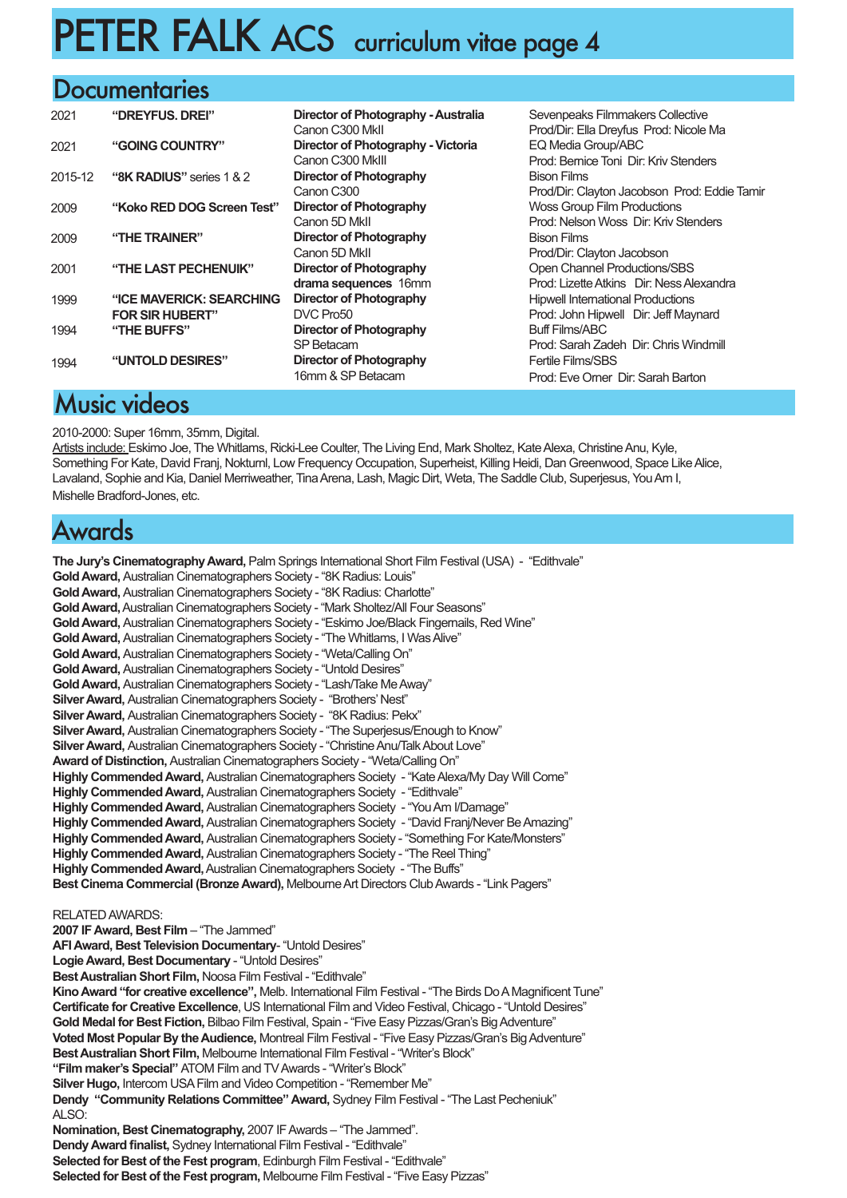# PETER FALK ACS curriculum vitae page 4

## Documentaries

| | | | |
|---|---|---|---|
| 2021 | **"DREYFUS. DREI"** | **Director of Photography - Australia** Canon C300 MkII | Sevenpeaks Filmmakers Collective Prod/Dir: Ella Dreyfus Prod: Nicole Ma |
| 2021 | **"GOING COUNTRY"** | **Director of Photography - Victoria** Canon C300 MkIII | EQ Media Group/ABC Prod: Bernice Toni Dir: Kriv Stenders |
| 2015-12 | **"8K RADIUS"** series 1 & 2 | **Director of Photography** Canon C300 | Bison Films Prod/Dir: Clayton Jacobson Prod: Eddie Tamir |
| 2009 | **"Koko RED DOG Screen Test"** | **Director of Photography** Canon 5D MkII | Woss Group Film Productions Prod: Nelson Woss Dir: Kriv Stenders |
| 2009 | **"THE TRAINER"** | **Director of Photography** Canon 5D MkII | Bison Films Prod/Dir: Clayton Jacobson |
| 2001 | **"THE LAST PECHENUIK"** | **Director of Photography drama sequences** 16mm | Open Channel Productions/SBS Prod: Lizette Atkins Dir: Ness Alexandra |
| 1999 | **"ICE MAVERICK: SEARCHING FOR SIR HUBERT"** | **Director of Photography** DVC Pro50 | Hipwell International Productions Prod: John Hipwell Dir: Jeff Maynard |
| 1994 | **"THE BUFFS"** | **Director of Photography** SP Betacam | Buff Films/ABC Prod: Sarah Zadeh Dir: Chris Windmill |
| 1994 | **"UNTOLD DESIRES"** | **Director of Photography** 16mm & SP Betacam | Fertile Films/SBS Prod: Eve Orner Dir: Sarah Barton |

## Music videos

2010-2000: Super 16mm, 35mm, Digital.
Artists include: Eskimo Joe, The Whitlams, Ricki-Lee Coulter, The Living End, Mark Sholtez, Kate Alexa, Christine Anu, Kyle, Something For Kate, David Franj, Nokturnl, Low Frequency Occupation, Superheist, Killing Heidi, Dan Greenwood, Space Like Alice, Lavaland, Sophie and Kia, Daniel Merriweather, Tina Arena, Lash, Magic Dirt, Weta, The Saddle Club, Superjesus, You Am I, Mishelle Bradford-Jones, etc.

## Awards

**The Jury's Cinematography Award,** Palm Springs International Short Film Festival (USA) - "Edithvale"
**Gold Award,** Australian Cinematographers Society - "8K Radius: Louis"
**Gold Award,** Australian Cinematographers Society - "8K Radius: Charlotte"
**Gold Award,** Australian Cinematographers Society - "Mark Sholtez/All Four Seasons"
**Gold Award,** Australian Cinematographers Society - "Eskimo Joe/Black Fingernails, Red Wine"
**Gold Award,** Australian Cinematographers Society - "The Whitlams, I Was Alive"
**Gold Award,** Australian Cinematographers Society - "Weta/Calling On"
**Gold Award,** Australian Cinematographers Society - "Untold Desires"
**Gold Award,** Australian Cinematographers Society - "Lash/Take Me Away"
**Silver Award,** Australian Cinematographers Society - "Brothers' Nest"
**Silver Award,** Australian Cinematographers Society - "8K Radius: Pekx"
**Silver Award,** Australian Cinematographers Society - "The Superjesus/Enough to Know"
**Silver Award,** Australian Cinematographers Society - "Christine Anu/Talk About Love"
**Award of Distinction,** Australian Cinematographers Society - "Weta/Calling On"
**Highly Commended Award,** Australian Cinematographers Society - "Kate Alexa/My Day Will Come"
**Highly Commended Award,** Australian Cinematographers Society - "Edithvale"
**Highly Commended Award,** Australian Cinematographers Society - "You Am I/Damage"
**Highly Commended Award,** Australian Cinematographers Society - "David Franj/Never Be Amazing"
**Highly Commended Award,** Australian Cinematographers Society - "Something For Kate/Monsters"
**Highly Commended Award,** Australian Cinematographers Society - "The Reel Thing"
**Highly Commended Award,** Australian Cinematographers Society - "The Buffs"
**Best Cinema Commercial (Bronze Award),** Melbourne Art Directors Club Awards - "Link Pagers"

RELATED AWARDS:
**2007 IF Award, Best Film** – "The Jammed"
**AFI Award, Best Television Documentary**- "Untold Desires"
**Logie Award, Best Documentary** - "Untold Desires"
**Best Australian Short Film,** Noosa Film Festival - "Edithvale"
**Kino Award "for creative excellence",** Melb. International Film Festival - "The Birds Do A Magnificent Tune"
**Certificate for Creative Excellence**, US International Film and Video Festival, Chicago - "Untold Desires"
**Gold Medal for Best Fiction,** Bilbao Film Festival, Spain - "Five Easy Pizzas/Gran's Big Adventure"
**Voted Most Popular By the Audience,** Montreal Film Festival - "Five Easy Pizzas/Gran's Big Adventure"
**Best Australian Short Film,** Melbourne International Film Festival - "Writer's Block"
**"Film maker's Special"** ATOM Film and TV Awards - "Writer's Block"
**Silver Hugo,** Intercom USA Film and Video Competition - "Remember Me"
**Dendy "Community Relations Committee" Award,** Sydney Film Festival - "The Last Pecheniuk"
ALSO:
**Nomination, Best Cinematography,** 2007 IF Awards – "The Jammed".
**Dendy Award finalist,** Sydney International Film Festival - "Edithvale"
**Selected for Best of the Fest program**, Edinburgh Film Festival - "Edithvale"
**Selected for Best of the Fest program,** Melbourne Film Festival - "Five Easy Pizzas"